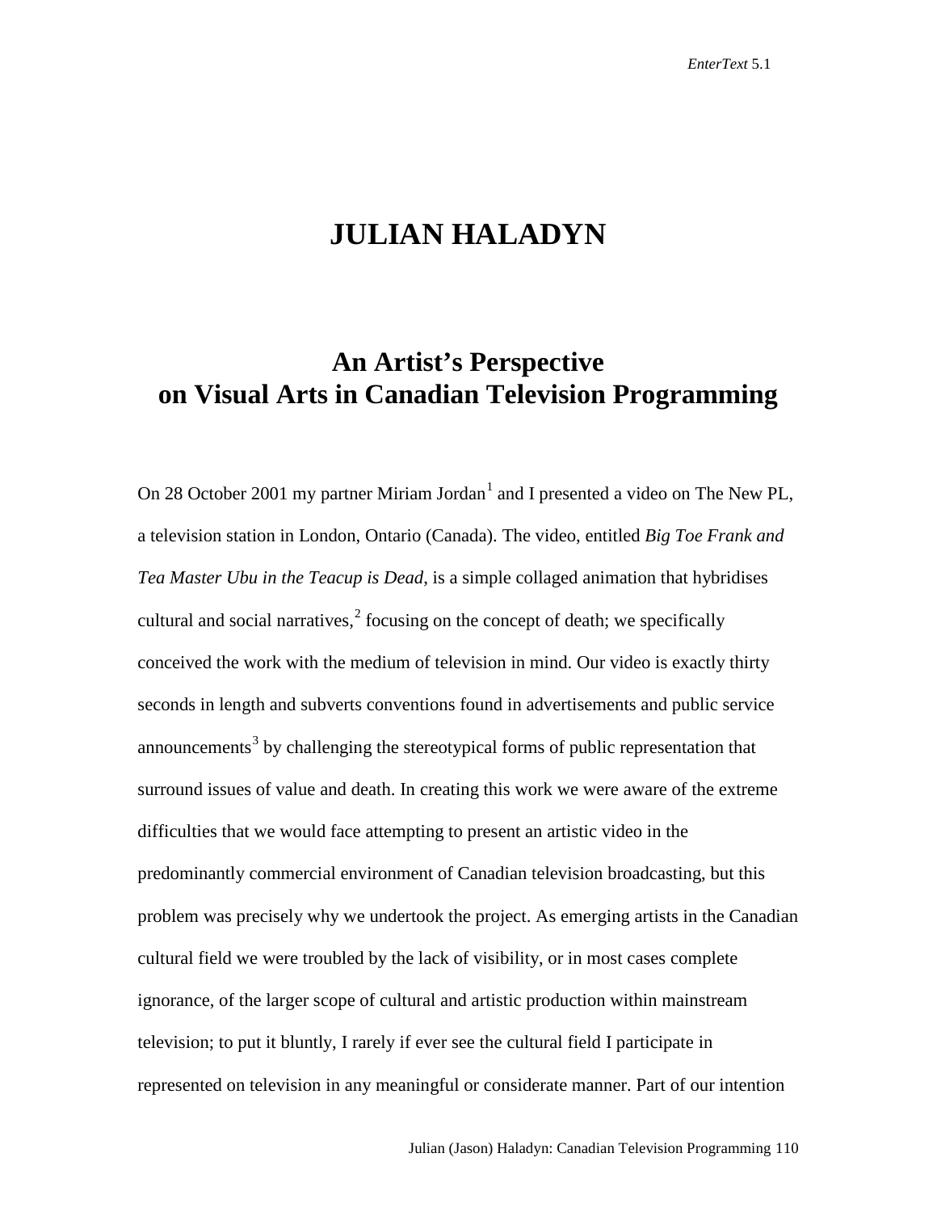# JULIAN HALADYN

## An Artist's Perspective on Visual Arts in Canadian Television Programming

On 28 October 2001 my partner Miriam Jordan[1] and I presented a video on The New PL, a television station in London, Ontario (Canada). The video, entitled *Big Toe Frank and Tea Master Ubu in the Teacup is Dead*, is a simple collaged animation that hybridises cultural and social narratives,[2] focusing on the concept of death; we specifically conceived the work with the medium of television in mind. Our video is exactly thirty seconds in length and subverts conventions found in advertisements and public service announcements[3] by challenging the stereotypical forms of public representation that surround issues of value and death. In creating this work we were aware of the extreme difficulties that we would face attempting to present an artistic video in the predominantly commercial environment of Canadian television broadcasting, but this problem was precisely why we undertook the project. As emerging artists in the Canadian cultural field we were troubled by the lack of visibility, or in most cases complete ignorance, of the larger scope of cultural and artistic production within mainstream television; to put it bluntly, I rarely if ever see the cultural field I participate in represented on television in any meaningful or considerate manner. Part of our intention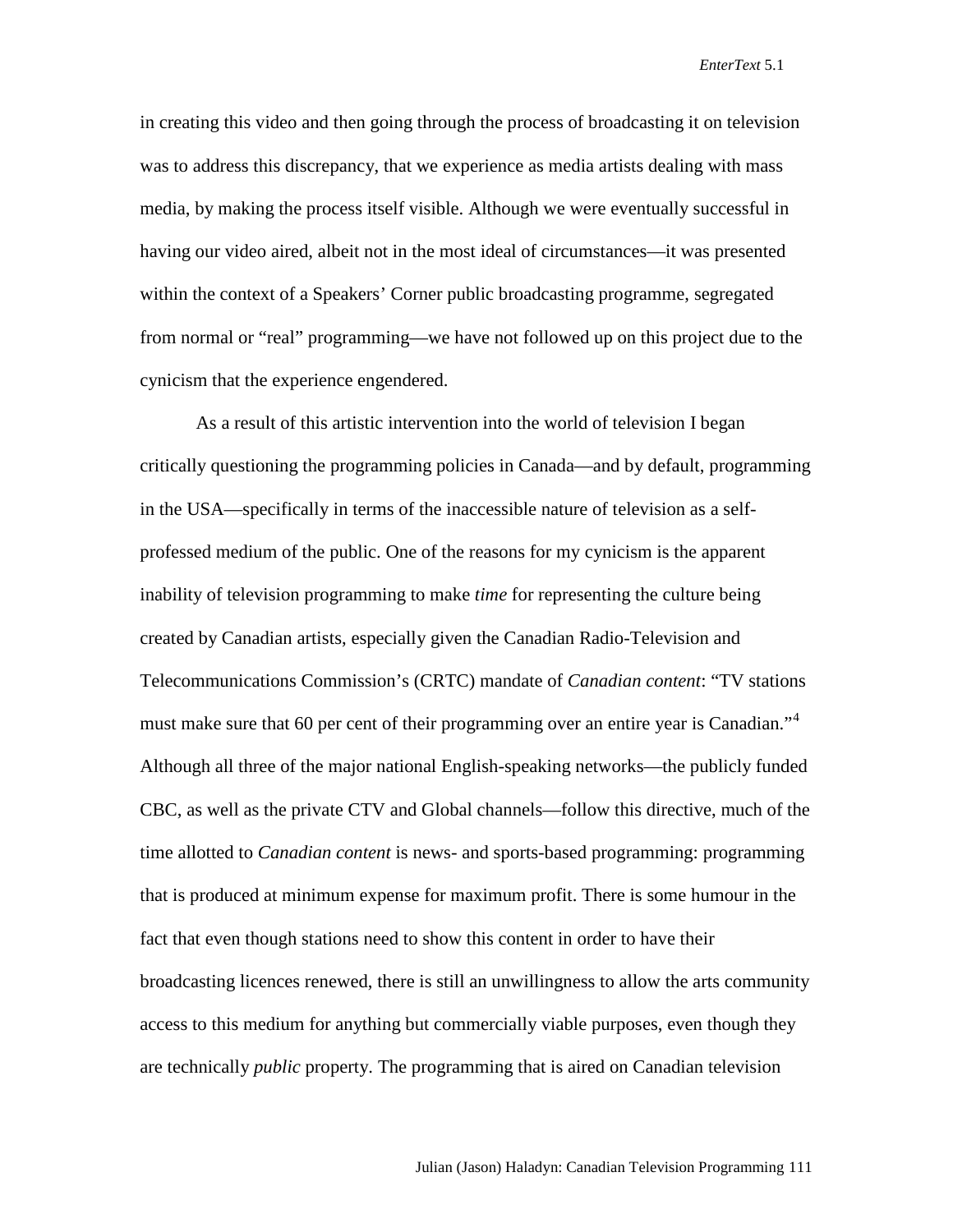in creating this video and then going through the process of broadcasting it on television was to address this discrepancy, that we experience as media artists dealing with mass media, by making the process itself visible. Although we were eventually successful in having our video aired, albeit not in the most ideal of circumstances—it was presented within the context of a Speakers' Corner public broadcasting programme, segregated from normal or "real" programming—we have not followed up on this project due to the cynicism that the experience engendered.

As a result of this artistic intervention into the world of television I began critically questioning the programming policies in Canada—and by default, programming in the USA—specifically in terms of the inaccessible nature of television as a self-professed medium of the public. One of the reasons for my cynicism is the apparent inability of television programming to make *time* for representing the culture being created by Canadian artists, especially given the Canadian Radio-Television and Telecommunications Commission's (CRTC) mandate of *Canadian content*: "TV stations must make sure that 60 per cent of their programming over an entire year is Canadian."[4] Although all three of the major national English-speaking networks—the publicly funded CBC, as well as the private CTV and Global channels—follow this directive, much of the time allotted to *Canadian content* is news- and sports-based programming: programming that is produced at minimum expense for maximum profit. There is some humour in the fact that even though stations need to show this content in order to have their broadcasting licences renewed, there is still an unwillingness to allow the arts community access to this medium for anything but commercially viable purposes, even though they are technically *public* property. The programming that is aired on Canadian television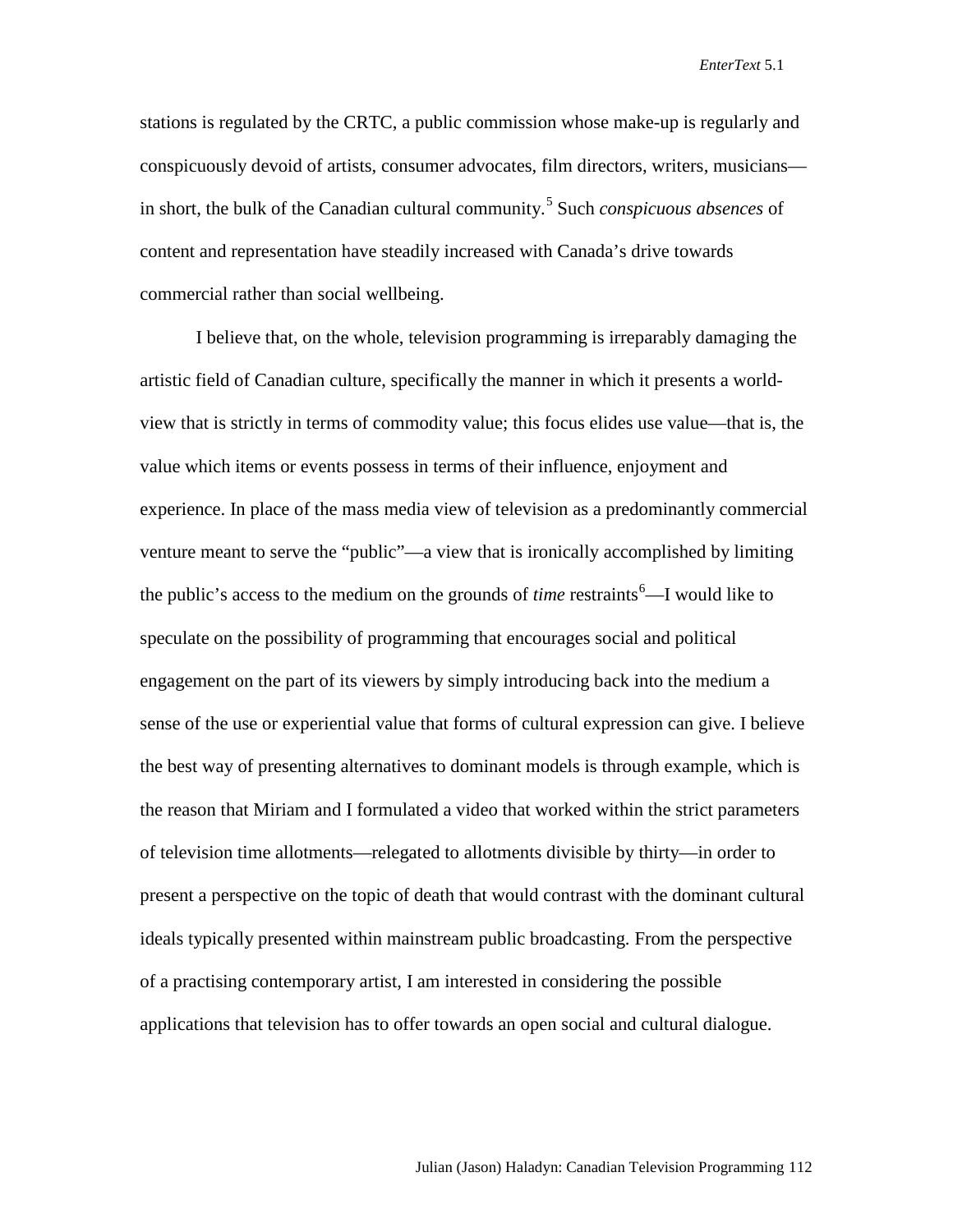stations is regulated by the CRTC, a public commission whose make-up is regularly and conspicuously devoid of artists, consumer advocates, film directors, writers, musicians—in short, the bulk of the Canadian cultural community.[5] Such *conspicuous absences* of content and representation have steadily increased with Canada's drive towards commercial rather than social wellbeing.

I believe that, on the whole, television programming is irreparably damaging the artistic field of Canadian culture, specifically the manner in which it presents a world-view that is strictly in terms of commodity value; this focus elides use value—that is, the value which items or events possess in terms of their influence, enjoyment and experience. In place of the mass media view of television as a predominantly commercial venture meant to serve the "public"—a view that is ironically accomplished by limiting the public's access to the medium on the grounds of *time* restraints[6]—I would like to speculate on the possibility of programming that encourages social and political engagement on the part of its viewers by simply introducing back into the medium a sense of the use or experiential value that forms of cultural expression can give. I believe the best way of presenting alternatives to dominant models is through example, which is the reason that Miriam and I formulated a video that worked within the strict parameters of television time allotments—relegated to allotments divisible by thirty—in order to present a perspective on the topic of death that would contrast with the dominant cultural ideals typically presented within mainstream public broadcasting. From the perspective of a practising contemporary artist, I am interested in considering the possible applications that television has to offer towards an open social and cultural dialogue.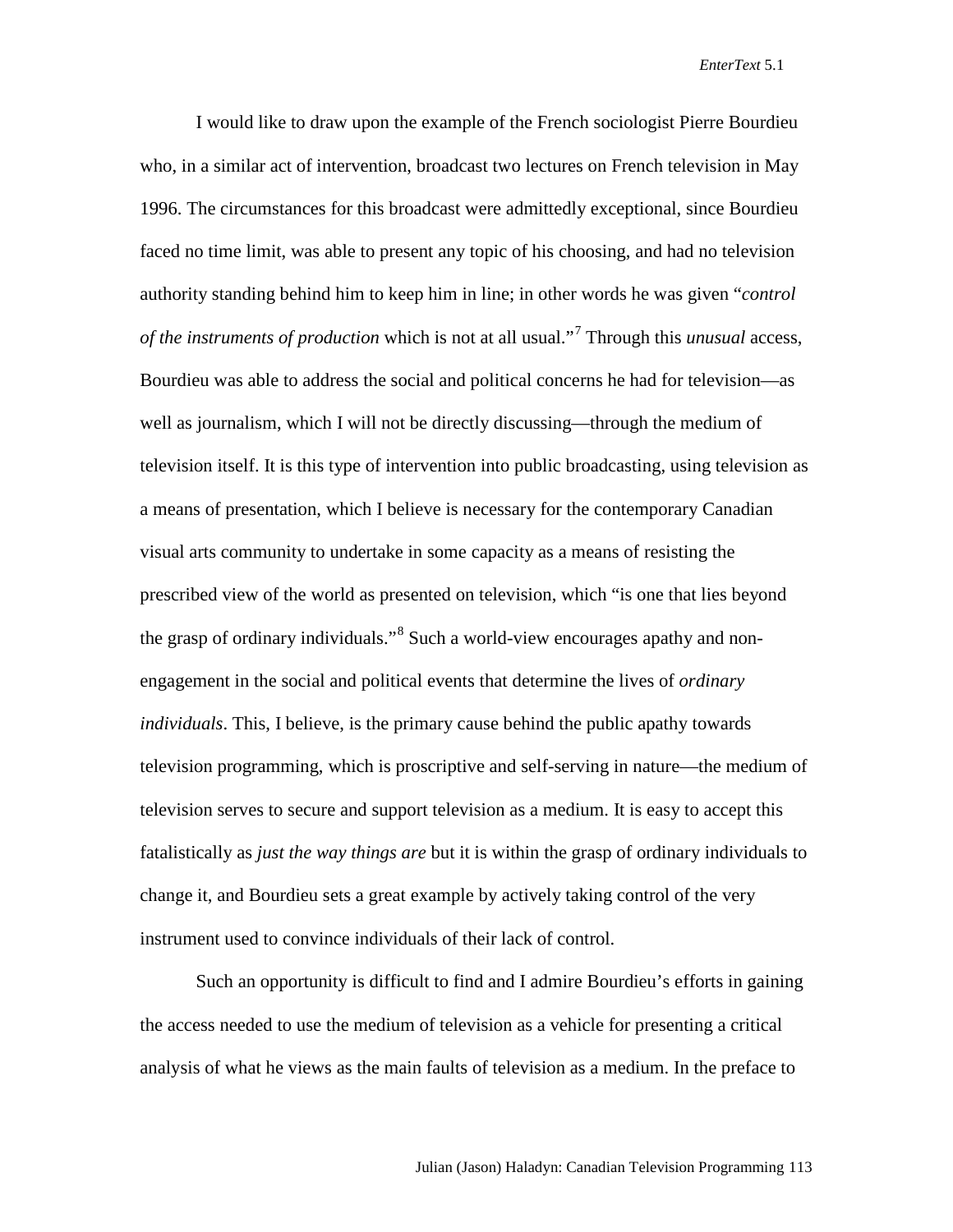I would like to draw upon the example of the French sociologist Pierre Bourdieu who, in a similar act of intervention, broadcast two lectures on French television in May 1996. The circumstances for this broadcast were admittedly exceptional, since Bourdieu faced no time limit, was able to present any topic of his choosing, and had no television authority standing behind him to keep him in line; in other words he was given "*control of the instruments of production* which is not at all usual."[7] Through this *unusual* access, Bourdieu was able to address the social and political concerns he had for television—as well as journalism, which I will not be directly discussing—through the medium of television itself. It is this type of intervention into public broadcasting, using television as a means of presentation, which I believe is necessary for the contemporary Canadian visual arts community to undertake in some capacity as a means of resisting the prescribed view of the world as presented on television, which "is one that lies beyond the grasp of ordinary individuals."[8] Such a world-view encourages apathy and non-engagement in the social and political events that determine the lives of *ordinary individuals*. This, I believe, is the primary cause behind the public apathy towards television programming, which is proscriptive and self-serving in nature—the medium of television serves to secure and support television as a medium. It is easy to accept this fatalistically as *just the way things are* but it is within the grasp of ordinary individuals to change it, and Bourdieu sets a great example by actively taking control of the very instrument used to convince individuals of their lack of control.

Such an opportunity is difficult to find and I admire Bourdieu's efforts in gaining the access needed to use the medium of television as a vehicle for presenting a critical analysis of what he views as the main faults of television as a medium. In the preface to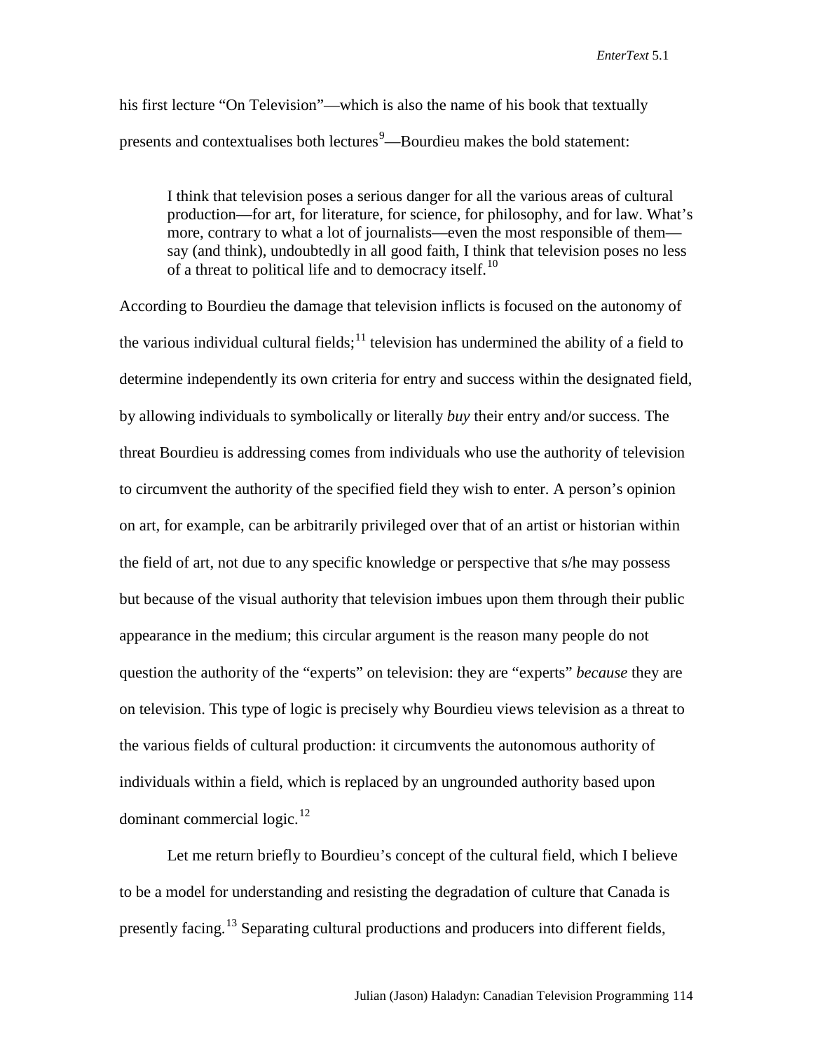his first lecture "On Television"—which is also the name of his book that textually presents and contextualises both lectures[9]—Bourdieu makes the bold statement:

> I think that television poses a serious danger for all the various areas of cultural production—for art, for literature, for science, for philosophy, and for law. What's more, contrary to what a lot of journalists—even the most responsible of them—say (and think), undoubtedly in all good faith, I think that television poses no less of a threat to political life and to democracy itself.[10]

According to Bourdieu the damage that television inflicts is focused on the autonomy of the various individual cultural fields;[11] television has undermined the ability of a field to determine independently its own criteria for entry and success within the designated field, by allowing individuals to symbolically or literally *buy* their entry and/or success. The threat Bourdieu is addressing comes from individuals who use the authority of television to circumvent the authority of the specified field they wish to enter. A person's opinion on art, for example, can be arbitrarily privileged over that of an artist or historian within the field of art, not due to any specific knowledge or perspective that s/he may possess but because of the visual authority that television imbues upon them through their public appearance in the medium; this circular argument is the reason many people do not question the authority of the "experts" on television: they are "experts" *because* they are on television. This type of logic is precisely why Bourdieu views television as a threat to the various fields of cultural production: it circumvents the autonomous authority of individuals within a field, which is replaced by an ungrounded authority based upon dominant commercial logic.[12]

Let me return briefly to Bourdieu's concept of the cultural field, which I believe to be a model for understanding and resisting the degradation of culture that Canada is presently facing.[13] Separating cultural productions and producers into different fields,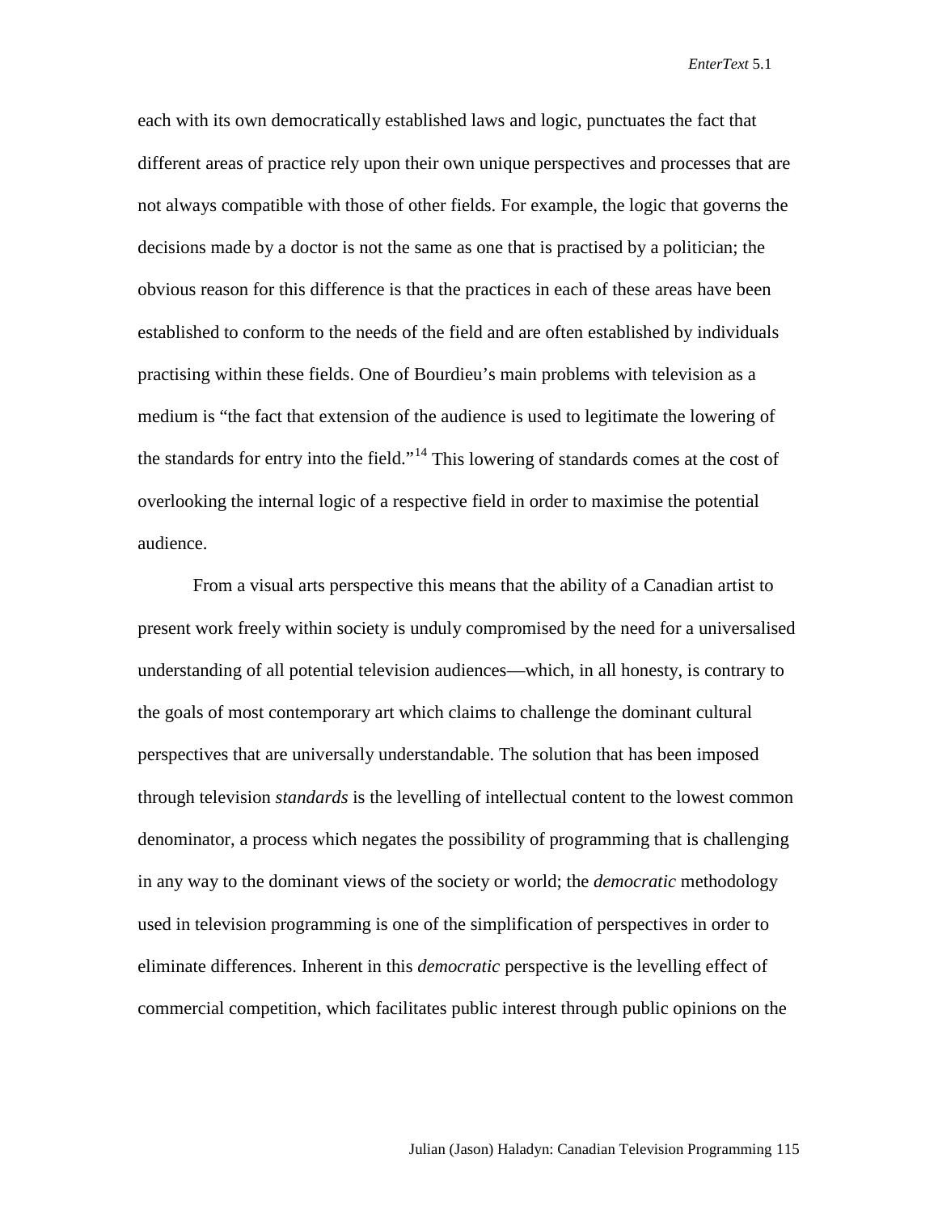each with its own democratically established laws and logic, punctuates the fact that different areas of practice rely upon their own unique perspectives and processes that are not always compatible with those of other fields. For example, the logic that governs the decisions made by a doctor is not the same as one that is practised by a politician; the obvious reason for this difference is that the practices in each of these areas have been established to conform to the needs of the field and are often established by individuals practising within these fields. One of Bourdieu's main problems with television as a medium is "the fact that extension of the audience is used to legitimate the lowering of the standards for entry into the field."[14] This lowering of standards comes at the cost of overlooking the internal logic of a respective field in order to maximise the potential audience.

From a visual arts perspective this means that the ability of a Canadian artist to present work freely within society is unduly compromised by the need for a universalised understanding of all potential television audiences—which, in all honesty, is contrary to the goals of most contemporary art which claims to challenge the dominant cultural perspectives that are universally understandable. The solution that has been imposed through television *standards* is the levelling of intellectual content to the lowest common denominator, a process which negates the possibility of programming that is challenging in any way to the dominant views of the society or world; the *democratic* methodology used in television programming is one of the simplification of perspectives in order to eliminate differences. Inherent in this *democratic* perspective is the levelling effect of commercial competition, which facilitates public interest through public opinions on the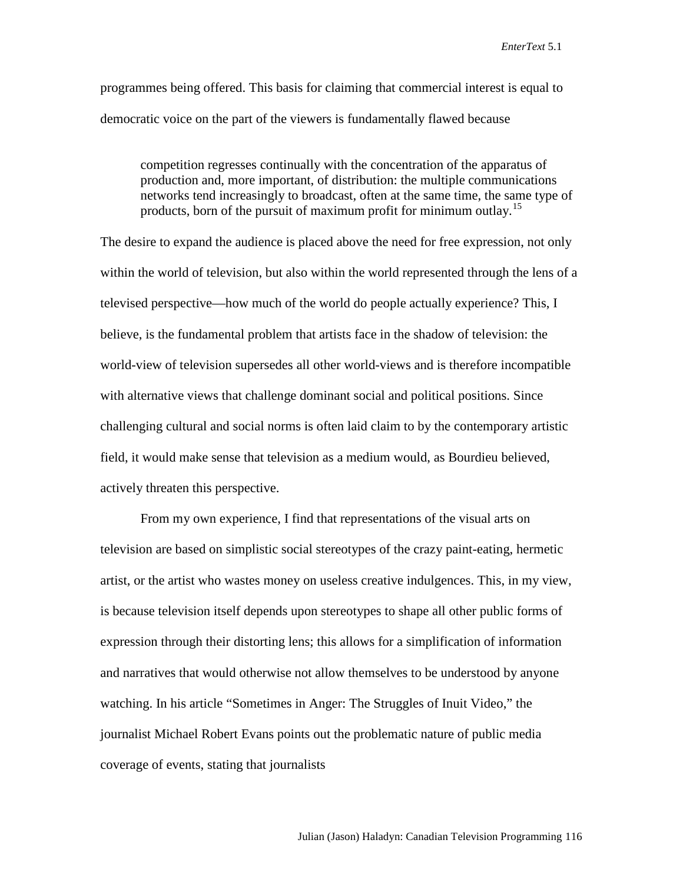programmes being offered. This basis for claiming that commercial interest is equal to democratic voice on the part of the viewers is fundamentally flawed because

> competition regresses continually with the concentration of the apparatus of production and, more important, of distribution: the multiple communications networks tend increasingly to broadcast, often at the same time, the same type of products, born of the pursuit of maximum profit for minimum outlay.[15]

The desire to expand the audience is placed above the need for free expression, not only within the world of television, but also within the world represented through the lens of a televised perspective—how much of the world do people actually experience? This, I believe, is the fundamental problem that artists face in the shadow of television: the world-view of television supersedes all other world-views and is therefore incompatible with alternative views that challenge dominant social and political positions. Since challenging cultural and social norms is often laid claim to by the contemporary artistic field, it would make sense that television as a medium would, as Bourdieu believed, actively threaten this perspective.

From my own experience, I find that representations of the visual arts on television are based on simplistic social stereotypes of the crazy paint-eating, hermetic artist, or the artist who wastes money on useless creative indulgences. This, in my view, is because television itself depends upon stereotypes to shape all other public forms of expression through their distorting lens; this allows for a simplification of information and narratives that would otherwise not allow themselves to be understood by anyone watching. In his article "Sometimes in Anger: The Struggles of Inuit Video," the journalist Michael Robert Evans points out the problematic nature of public media coverage of events, stating that journalists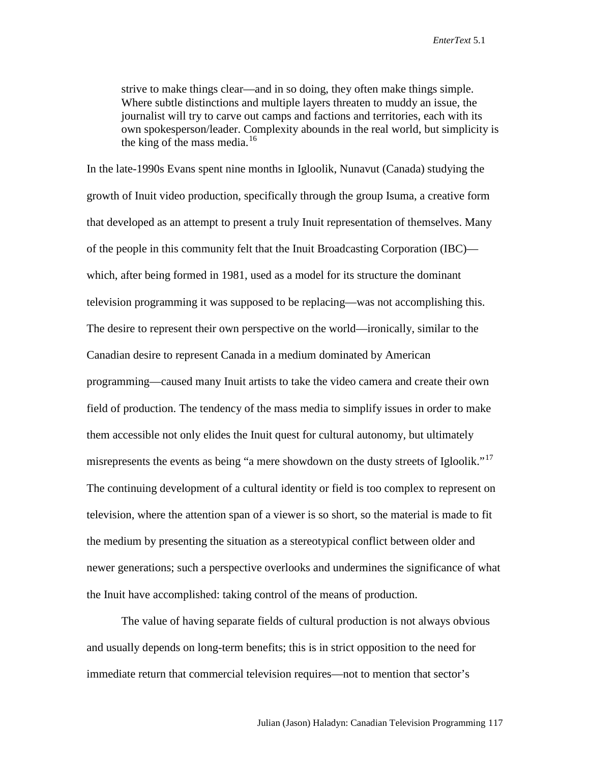> strive to make things clear—and in so doing, they often make things simple. Where subtle distinctions and multiple layers threaten to muddy an issue, the journalist will try to carve out camps and factions and territories, each with its own spokesperson/leader. Complexity abounds in the real world, but simplicity is the king of the mass media.[16]

In the late-1990s Evans spent nine months in Igloolik, Nunavut (Canada) studying the growth of Inuit video production, specifically through the group Isuma, a creative form that developed as an attempt to present a truly Inuit representation of themselves. Many of the people in this community felt that the Inuit Broadcasting Corporation (IBC)—which, after being formed in 1981, used as a model for its structure the dominant television programming it was supposed to be replacing—was not accomplishing this. The desire to represent their own perspective on the world—ironically, similar to the Canadian desire to represent Canada in a medium dominated by American programming—caused many Inuit artists to take the video camera and create their own field of production. The tendency of the mass media to simplify issues in order to make them accessible not only elides the Inuit quest for cultural autonomy, but ultimately misrepresents the events as being "a mere showdown on the dusty streets of Igloolik."[17] The continuing development of a cultural identity or field is too complex to represent on television, where the attention span of a viewer is so short, so the material is made to fit the medium by presenting the situation as a stereotypical conflict between older and newer generations; such a perspective overlooks and undermines the significance of what the Inuit have accomplished: taking control of the means of production.

The value of having separate fields of cultural production is not always obvious and usually depends on long-term benefits; this is in strict opposition to the need for immediate return that commercial television requires—not to mention that sector's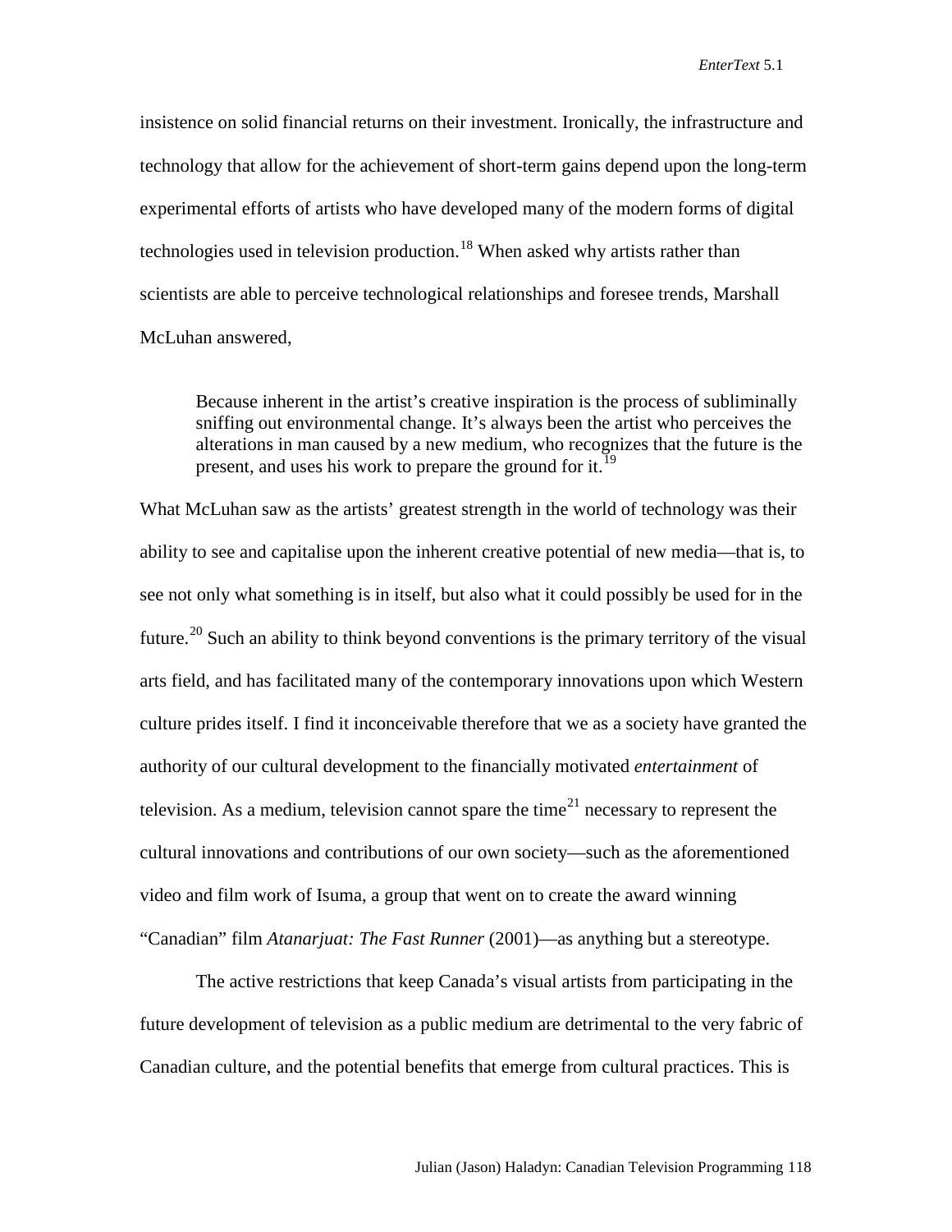insistence on solid financial returns on their investment. Ironically, the infrastructure and technology that allow for the achievement of short-term gains depend upon the long-term experimental efforts of artists who have developed many of the modern forms of digital technologies used in television production.[18] When asked why artists rather than scientists are able to perceive technological relationships and foresee trends, Marshall McLuhan answered,

> Because inherent in the artist's creative inspiration is the process of subliminally sniffing out environmental change. It's always been the artist who perceives the alterations in man caused by a new medium, who recognizes that the future is the present, and uses his work to prepare the ground for it.[19]

What McLuhan saw as the artists' greatest strength in the world of technology was their ability to see and capitalise upon the inherent creative potential of new media—that is, to see not only what something is in itself, but also what it could possibly be used for in the future.[20] Such an ability to think beyond conventions is the primary territory of the visual arts field, and has facilitated many of the contemporary innovations upon which Western culture prides itself. I find it inconceivable therefore that we as a society have granted the authority of our cultural development to the financially motivated *entertainment* of television. As a medium, television cannot spare the time[21] necessary to represent the cultural innovations and contributions of our own society—such as the aforementioned video and film work of Isuma, a group that went on to create the award winning "Canadian" film *Atanarjuat: The Fast Runner* (2001)—as anything but a stereotype.

The active restrictions that keep Canada's visual artists from participating in the future development of television as a public medium are detrimental to the very fabric of Canadian culture, and the potential benefits that emerge from cultural practices. This is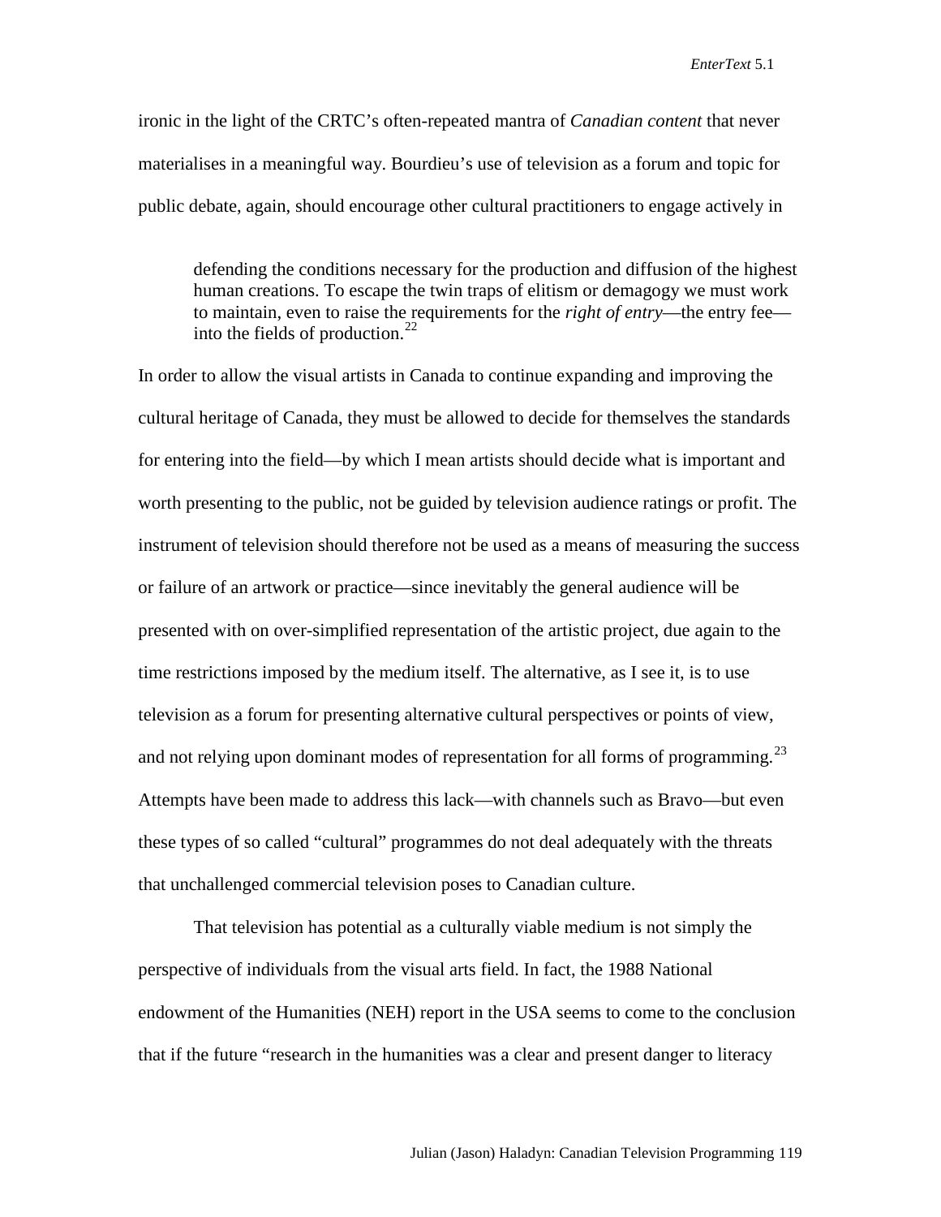ironic in the light of the CRTC's often-repeated mantra of *Canadian content* that never materialises in a meaningful way. Bourdieu's use of television as a forum and topic for public debate, again, should encourage other cultural practitioners to engage actively in

> defending the conditions necessary for the production and diffusion of the highest human creations. To escape the twin traps of elitism or demagogy we must work to maintain, even to raise the requirements for the *right of entry*—the entry fee—into the fields of production.[22]

In order to allow the visual artists in Canada to continue expanding and improving the cultural heritage of Canada, they must be allowed to decide for themselves the standards for entering into the field—by which I mean artists should decide what is important and worth presenting to the public, not be guided by television audience ratings or profit. The instrument of television should therefore not be used as a means of measuring the success or failure of an artwork or practice—since inevitably the general audience will be presented with on over-simplified representation of the artistic project, due again to the time restrictions imposed by the medium itself. The alternative, as I see it, is to use television as a forum for presenting alternative cultural perspectives or points of view, and not relying upon dominant modes of representation for all forms of programming.[23] Attempts have been made to address this lack—with channels such as Bravo—but even these types of so called "cultural" programmes do not deal adequately with the threats that unchallenged commercial television poses to Canadian culture.

That television has potential as a culturally viable medium is not simply the perspective of individuals from the visual arts field. In fact, the 1988 National endowment of the Humanities (NEH) report in the USA seems to come to the conclusion that if the future "research in the humanities was a clear and present danger to literacy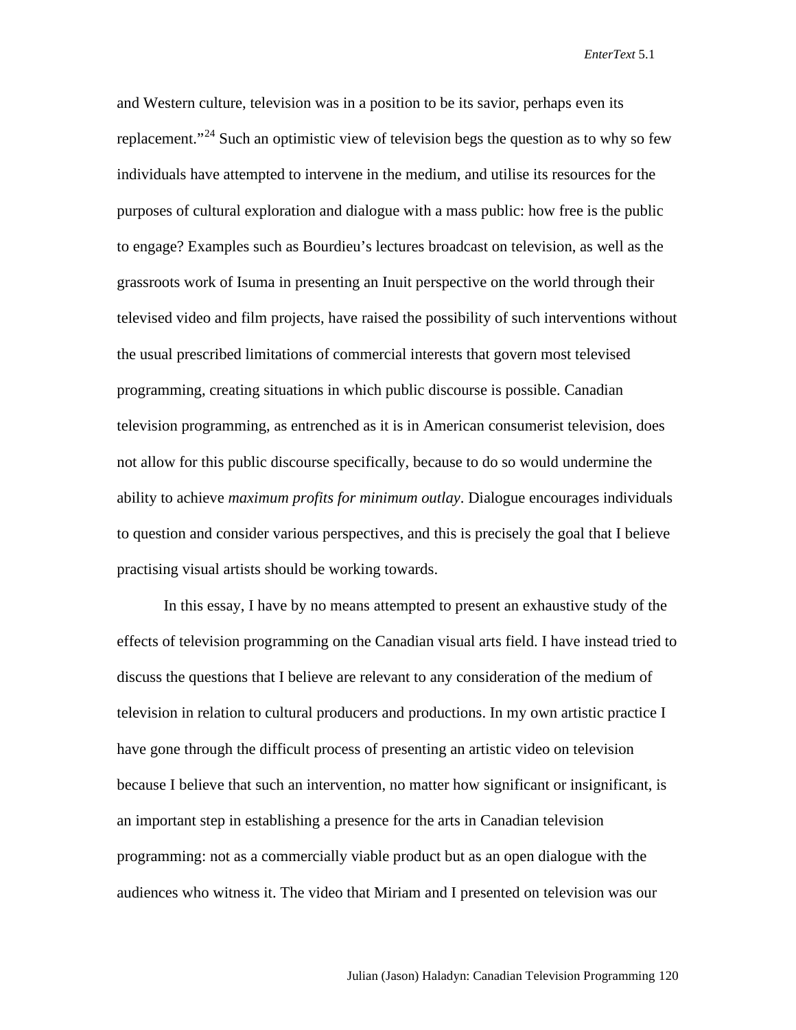and Western culture, television was in a position to be its savior, perhaps even its replacement."[24] Such an optimistic view of television begs the question as to why so few individuals have attempted to intervene in the medium, and utilise its resources for the purposes of cultural exploration and dialogue with a mass public: how free is the public to engage? Examples such as Bourdieu's lectures broadcast on television, as well as the grassroots work of Isuma in presenting an Inuit perspective on the world through their televised video and film projects, have raised the possibility of such interventions without the usual prescribed limitations of commercial interests that govern most televised programming, creating situations in which public discourse is possible. Canadian television programming, as entrenched as it is in American consumerist television, does not allow for this public discourse specifically, because to do so would undermine the ability to achieve *maximum profits for minimum outlay*. Dialogue encourages individuals to question and consider various perspectives, and this is precisely the goal that I believe practising visual artists should be working towards.

In this essay, I have by no means attempted to present an exhaustive study of the effects of television programming on the Canadian visual arts field. I have instead tried to discuss the questions that I believe are relevant to any consideration of the medium of television in relation to cultural producers and productions. In my own artistic practice I have gone through the difficult process of presenting an artistic video on television because I believe that such an intervention, no matter how significant or insignificant, is an important step in establishing a presence for the arts in Canadian television programming: not as a commercially viable product but as an open dialogue with the audiences who witness it. The video that Miriam and I presented on television was our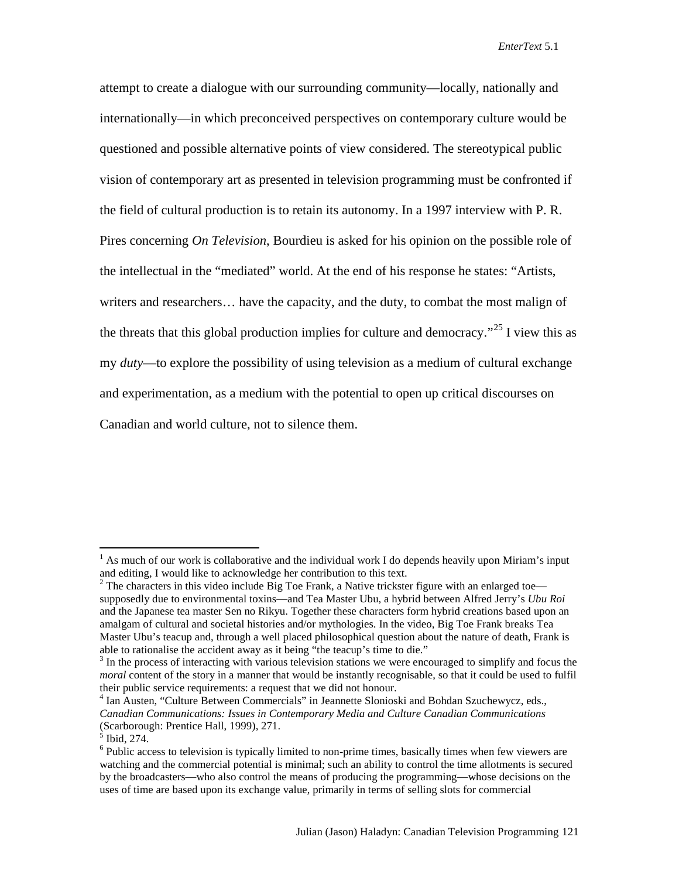attempt to create a dialogue with our surrounding community—locally, nationally and internationally—in which preconceived perspectives on contemporary culture would be questioned and possible alternative points of view considered. The stereotypical public vision of contemporary art as presented in television programming must be confronted if the field of cultural production is to retain its autonomy. In a 1997 interview with P. R. Pires concerning *On Television*, Bourdieu is asked for his opinion on the possible role of the intellectual in the "mediated" world. At the end of his response he states: "Artists, writers and researchers… have the capacity, and the duty, to combat the most malign of the threats that this global production implies for culture and democracy."[25] I view this as my *duty*—to explore the possibility of using television as a medium of cultural exchange and experimentation, as a medium with the potential to open up critical discourses on Canadian and world culture, not to silence them.

---

[1] As much of our work is collaborative and the individual work I do depends heavily upon Miriam's input and editing, I would like to acknowledge her contribution to this text.

[2] The characters in this video include Big Toe Frank, a Native trickster figure with an enlarged toe—supposedly due to environmental toxins—and Tea Master Ubu, a hybrid between Alfred Jerry's *Ubu Roi* and the Japanese tea master Sen no Rikyu. Together these characters form hybrid creations based upon an amalgam of cultural and societal histories and/or mythologies. In the video, Big Toe Frank breaks Tea Master Ubu's teacup and, through a well placed philosophical question about the nature of death, Frank is able to rationalise the accident away as it being "the teacup's time to die."

[3] In the process of interacting with various television stations we were encouraged to simplify and focus the *moral* content of the story in a manner that would be instantly recognisable, so that it could be used to fulfil their public service requirements: a request that we did not honour.

[4] Ian Austen, "Culture Between Commercials" in Jeannette Slonioski and Bohdan Szuchewycz, eds., *Canadian Communications: Issues in Contemporary Media and Culture Canadian Communications* (Scarborough: Prentice Hall, 1999), 271.

[5] Ibid, 274.

[6] Public access to television is typically limited to non-prime times, basically times when few viewers are watching and the commercial potential is minimal; such an ability to control the time allotments is secured by the broadcasters—who also control the means of producing the programming—whose decisions on the uses of time are based upon its exchange value, primarily in terms of selling slots for commercial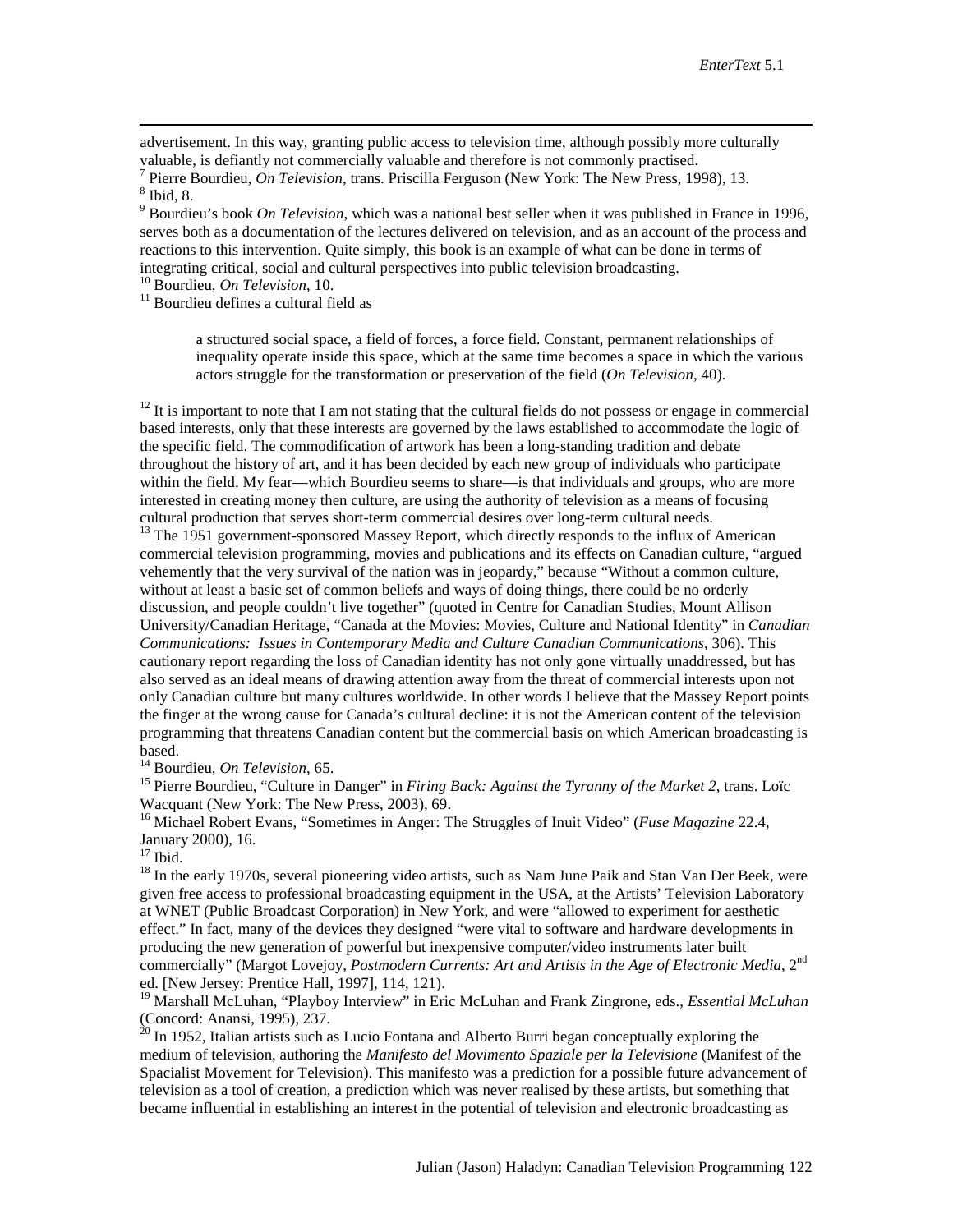advertisement. In this way, granting public access to television time, although possibly more culturally valuable, is defiantly not commercially valuable and therefore is not commonly practised.

[7] Pierre Bourdieu, *On Television*, trans. Priscilla Ferguson (New York: The New Press, 1998), 13.

[8] Ibid, 8.

[9] Bourdieu's book *On Television*, which was a national best seller when it was published in France in 1996, serves both as a documentation of the lectures delivered on television, and as an account of the process and reactions to this intervention. Quite simply, this book is an example of what can be done in terms of integrating critical, social and cultural perspectives into public television broadcasting.

[10] Bourdieu, *On Television*, 10.

[11] Bourdieu defines a cultural field as

> a structured social space, a field of forces, a force field. Constant, permanent relationships of inequality operate inside this space, which at the same time becomes a space in which the various actors struggle for the transformation or preservation of the field (*On Television*, 40).

[12] It is important to note that I am not stating that the cultural fields do not possess or engage in commercial based interests, only that these interests are governed by the laws established to accommodate the logic of the specific field. The commodification of artwork has been a long-standing tradition and debate throughout the history of art, and it has been decided by each new group of individuals who participate within the field. My fear—which Bourdieu seems to share—is that individuals and groups, who are more interested in creating money then culture, are using the authority of television as a means of focusing cultural production that serves short-term commercial desires over long-term cultural needs.

[13] The 1951 government-sponsored Massey Report, which directly responds to the influx of American commercial television programming, movies and publications and its effects on Canadian culture, "argued vehemently that the very survival of the nation was in jeopardy," because "Without a common culture, without at least a basic set of common beliefs and ways of doing things, there could be no orderly discussion, and people couldn't live together" (quoted in Centre for Canadian Studies, Mount Allison University/Canadian Heritage, "Canada at the Movies: Movies, Culture and National Identity" in *Canadian Communications: Issues in Contemporary Media and Culture Canadian Communications*, 306). This cautionary report regarding the loss of Canadian identity has not only gone virtually unaddressed, but has also served as an ideal means of drawing attention away from the threat of commercial interests upon not only Canadian culture but many cultures worldwide. In other words I believe that the Massey Report points the finger at the wrong cause for Canada's cultural decline: it is not the American content of the television programming that threatens Canadian content but the commercial basis on which American broadcasting is based.

[14] Bourdieu, *On Television*, 65.

[15] Pierre Bourdieu, "Culture in Danger" in *Firing Back: Against the Tyranny of the Market 2*, trans. Loïc Wacquant (New York: The New Press, 2003), 69.

[16] Michael Robert Evans, "Sometimes in Anger: The Struggles of Inuit Video" (*Fuse Magazine* 22.4, January 2000), 16.

[17] Ibid.

[18] In the early 1970s, several pioneering video artists, such as Nam June Paik and Stan Van Der Beek, were given free access to professional broadcasting equipment in the USA, at the Artists' Television Laboratory at WNET (Public Broadcast Corporation) in New York, and were "allowed to experiment for aesthetic effect." In fact, many of the devices they designed "were vital to software and hardware developments in producing the new generation of powerful but inexpensive computer/video instruments later built commercially" (Margot Lovejoy, *Postmodern Currents: Art and Artists in the Age of Electronic Media*, 2nd ed. [New Jersey: Prentice Hall, 1997], 114, 121).

[19] Marshall McLuhan, "Playboy Interview" in Eric McLuhan and Frank Zingrone, eds., *Essential McLuhan* (Concord: Anansi, 1995), 237.

[20] In 1952, Italian artists such as Lucio Fontana and Alberto Burri began conceptually exploring the medium of television, authoring the *Manifesto del Movimento Spaziale per la Televisione* (Manifest of the Spacialist Movement for Television). This manifesto was a prediction for a possible future advancement of television as a tool of creation, a prediction which was never realised by these artists, but something that became influential in establishing an interest in the potential of television and electronic broadcasting as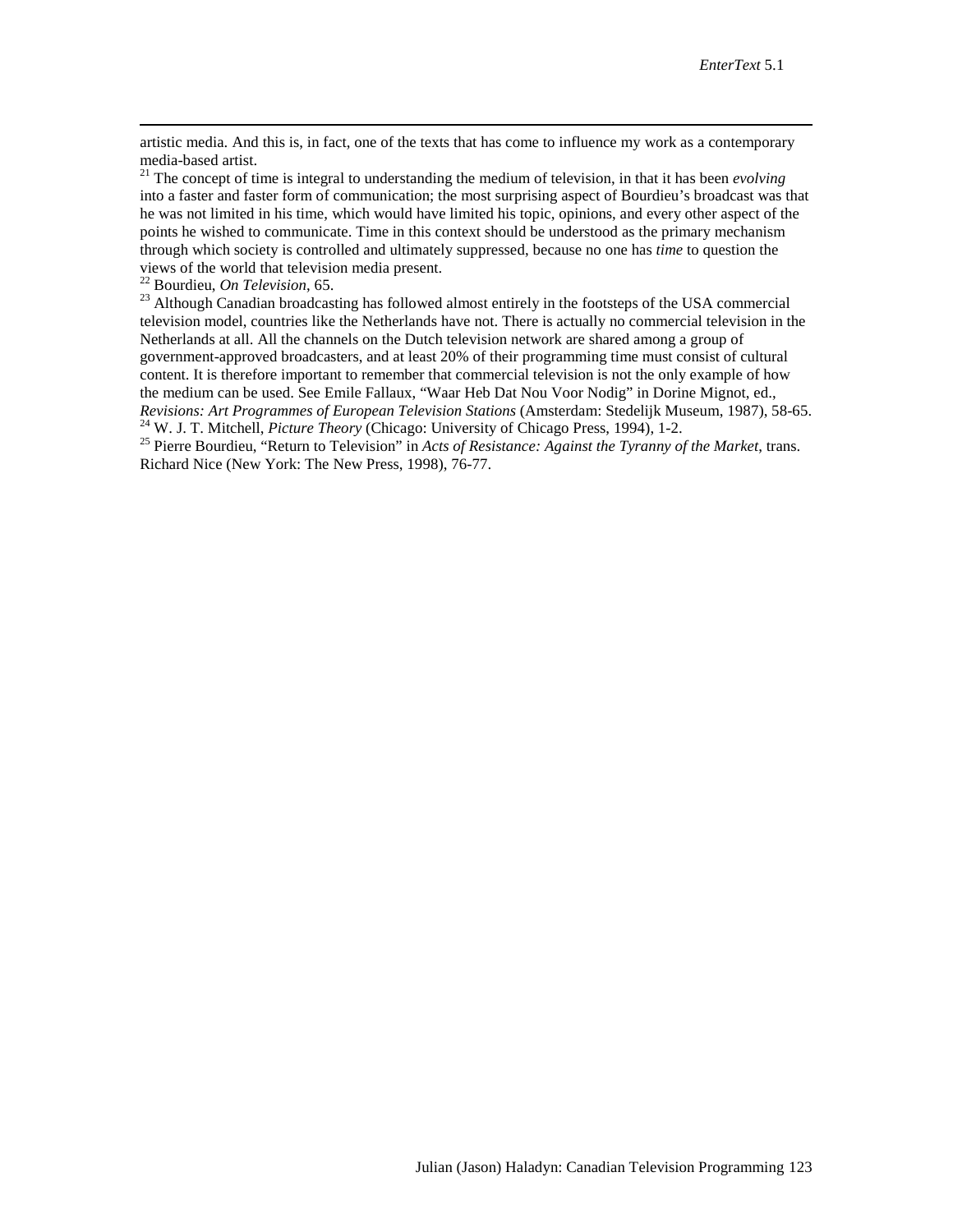artistic media. And this is, in fact, one of the texts that has come to influence my work as a contemporary media-based artist.

[21] The concept of time is integral to understanding the medium of television, in that it has been *evolving* into a faster and faster form of communication; the most surprising aspect of Bourdieu's broadcast was that he was not limited in his time, which would have limited his topic, opinions, and every other aspect of the points he wished to communicate. Time in this context should be understood as the primary mechanism through which society is controlled and ultimately suppressed, because no one has *time* to question the views of the world that television media present.

[22] Bourdieu, *On Television*, 65.

[23] Although Canadian broadcasting has followed almost entirely in the footsteps of the USA commercial television model, countries like the Netherlands have not. There is actually no commercial television in the Netherlands at all. All the channels on the Dutch television network are shared among a group of government-approved broadcasters, and at least 20% of their programming time must consist of cultural content. It is therefore important to remember that commercial television is not the only example of how the medium can be used. See Emile Fallaux, "Waar Heb Dat Nou Voor Nodig" in Dorine Mignot, ed., *Revisions: Art Programmes of European Television Stations* (Amsterdam: Stedelijk Museum, 1987), 58-65.

[24] W. J. T. Mitchell, *Picture Theory* (Chicago: University of Chicago Press, 1994), 1-2.

[25] Pierre Bourdieu, "Return to Television" in *Acts of Resistance: Against the Tyranny of the Market*, trans. Richard Nice (New York: The New Press, 1998), 76-77.